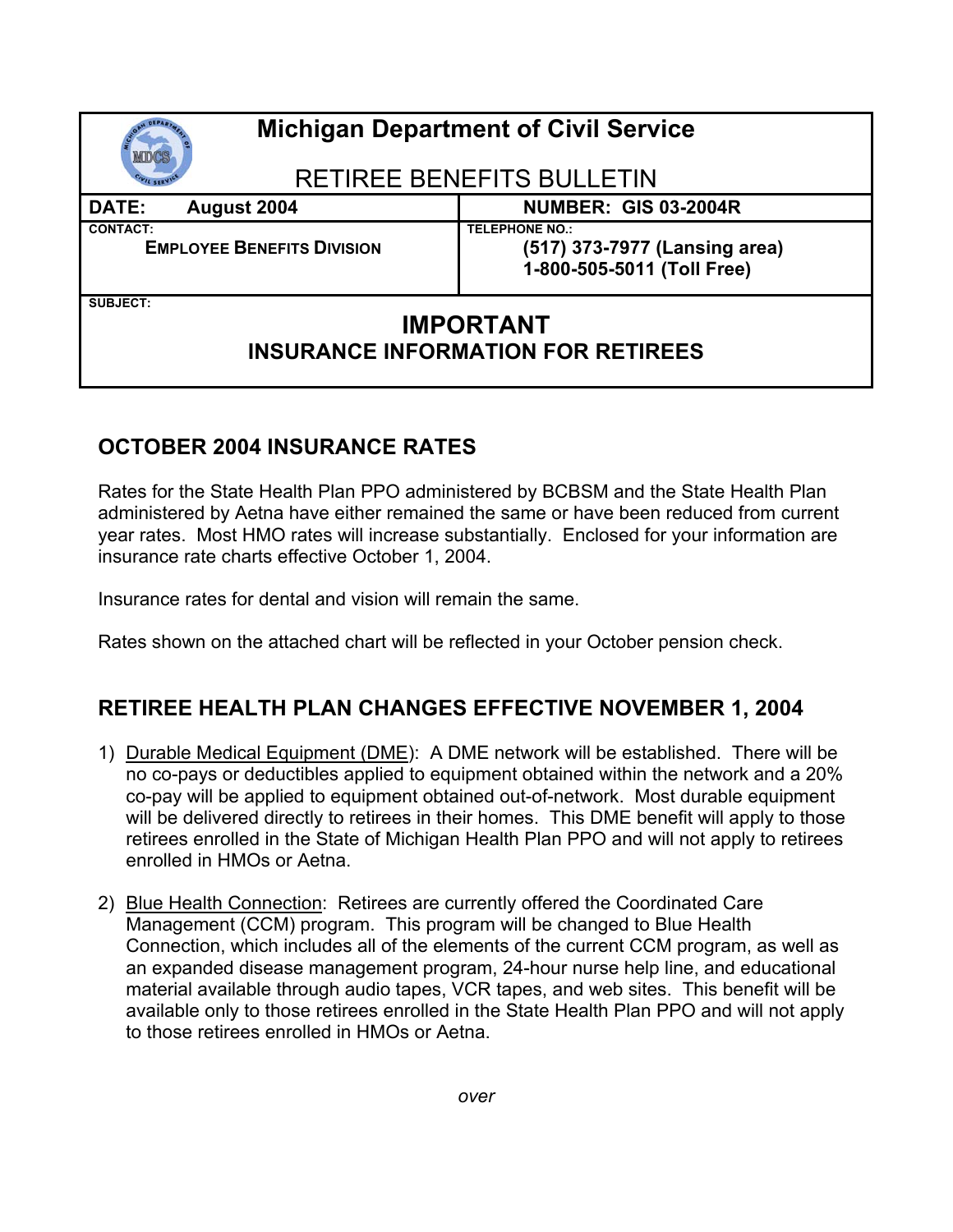# Michigan Department of Civil Service

## RETIREE BENEFITS BULLETIN

| DATE: August 2004 | NUMBER: GIS 03-2004R |
|---|---|
| CONTACT: **EMPLOYEE BENEFITS DIVISION** | TELEPHONE NO.: **(517) 373-7977 (Lansing area)** **1-800-505-5011 (Toll Free)** |

SUBJECT:

**IMPORTANT**
**INSURANCE INFORMATION FOR RETIREES**

## OCTOBER 2004 INSURANCE RATES

Rates for the State Health Plan PPO administered by BCBSM and the State Health Plan administered by Aetna have either remained the same or have been reduced from current year rates. Most HMO rates will increase substantially. Enclosed for your information are insurance rate charts effective October 1, 2004.

Insurance rates for dental and vision will remain the same.

Rates shown on the attached chart will be reflected in your October pension check.

## RETIREE HEALTH PLAN CHANGES EFFECTIVE NOVEMBER 1, 2004

1) Durable Medical Equipment (DME): A DME network will be established. There will be no co-pays or deductibles applied to equipment obtained within the network and a 20% co-pay will be applied to equipment obtained out-of-network. Most durable equipment will be delivered directly to retirees in their homes. This DME benefit will apply to those retirees enrolled in the State of Michigan Health Plan PPO and will not apply to retirees enrolled in HMOs or Aetna.

2) Blue Health Connection: Retirees are currently offered the Coordinated Care Management (CCM) program. This program will be changed to Blue Health Connection, which includes all of the elements of the current CCM program, as well as an expanded disease management program, 24-hour nurse help line, and educational material available through audio tapes, VCR tapes, and web sites. This benefit will be available only to those retirees enrolled in the State Health Plan PPO and will not apply to those retirees enrolled in HMOs or Aetna.

*over*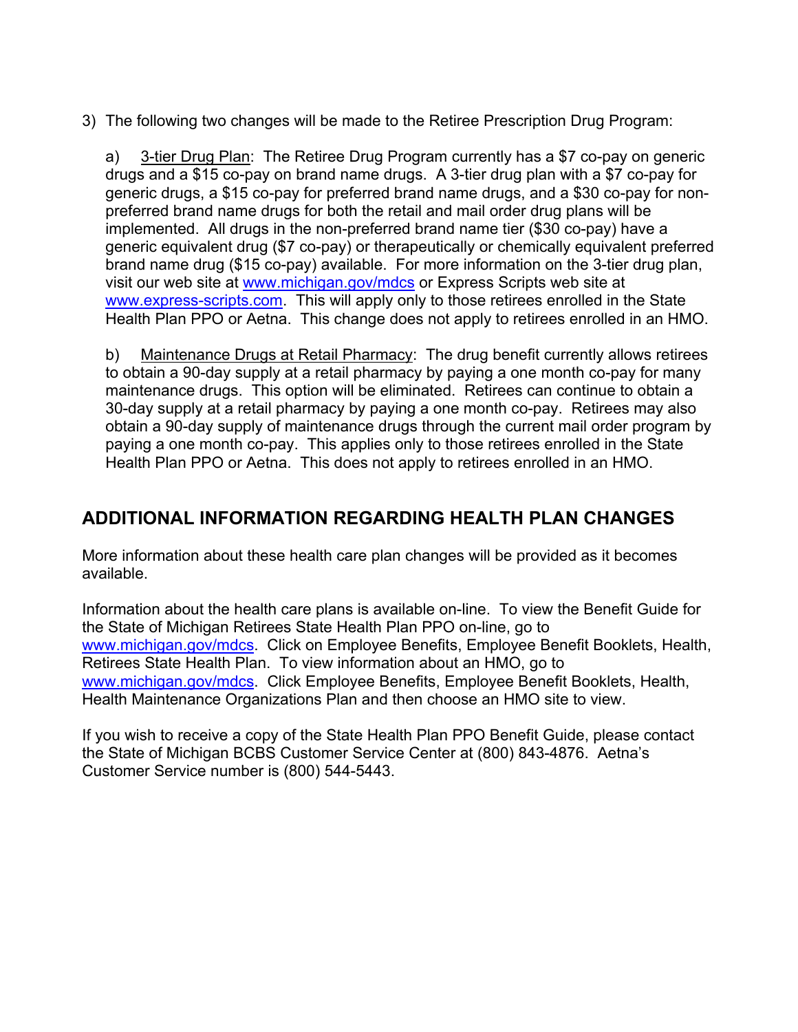3) The following two changes will be made to the Retiree Prescription Drug Program:

   a) 3-tier Drug Plan: The Retiree Drug Program currently has a $7 co-pay on generic drugs and a $15 co-pay on brand name drugs. A 3-tier drug plan with a $7 co-pay for generic drugs, a $15 co-pay for preferred brand name drugs, and a $30 co-pay for non-preferred brand name drugs for both the retail and mail order drug plans will be implemented. All drugs in the non-preferred brand name tier ($30 co-pay) have a generic equivalent drug ($7 co-pay) or therapeutically or chemically equivalent preferred brand name drug ($15 co-pay) available. For more information on the 3-tier drug plan, visit our web site at www.michigan.gov/mdcs or Express Scripts web site at www.express-scripts.com. This will apply only to those retirees enrolled in the State Health Plan PPO or Aetna. This change does not apply to retirees enrolled in an HMO.

   b) Maintenance Drugs at Retail Pharmacy: The drug benefit currently allows retirees to obtain a 90-day supply at a retail pharmacy by paying a one month co-pay for many maintenance drugs. This option will be eliminated. Retirees can continue to obtain a 30-day supply at a retail pharmacy by paying a one month co-pay. Retirees may also obtain a 90-day supply of maintenance drugs through the current mail order program by paying a one month co-pay. This applies only to those retirees enrolled in the State Health Plan PPO or Aetna. This does not apply to retirees enrolled in an HMO.

## ADDITIONAL INFORMATION REGARDING HEALTH PLAN CHANGES

More information about these health care plan changes will be provided as it becomes available.

Information about the health care plans is available on-line. To view the Benefit Guide for the State of Michigan Retirees State Health Plan PPO on-line, go to www.michigan.gov/mdcs. Click on Employee Benefits, Employee Benefit Booklets, Health, Retirees State Health Plan. To view information about an HMO, go to www.michigan.gov/mdcs. Click Employee Benefits, Employee Benefit Booklets, Health, Health Maintenance Organizations Plan and then choose an HMO site to view.

If you wish to receive a copy of the State Health Plan PPO Benefit Guide, please contact the State of Michigan BCBS Customer Service Center at (800) 843-4876. Aetna's Customer Service number is (800) 544-5443.